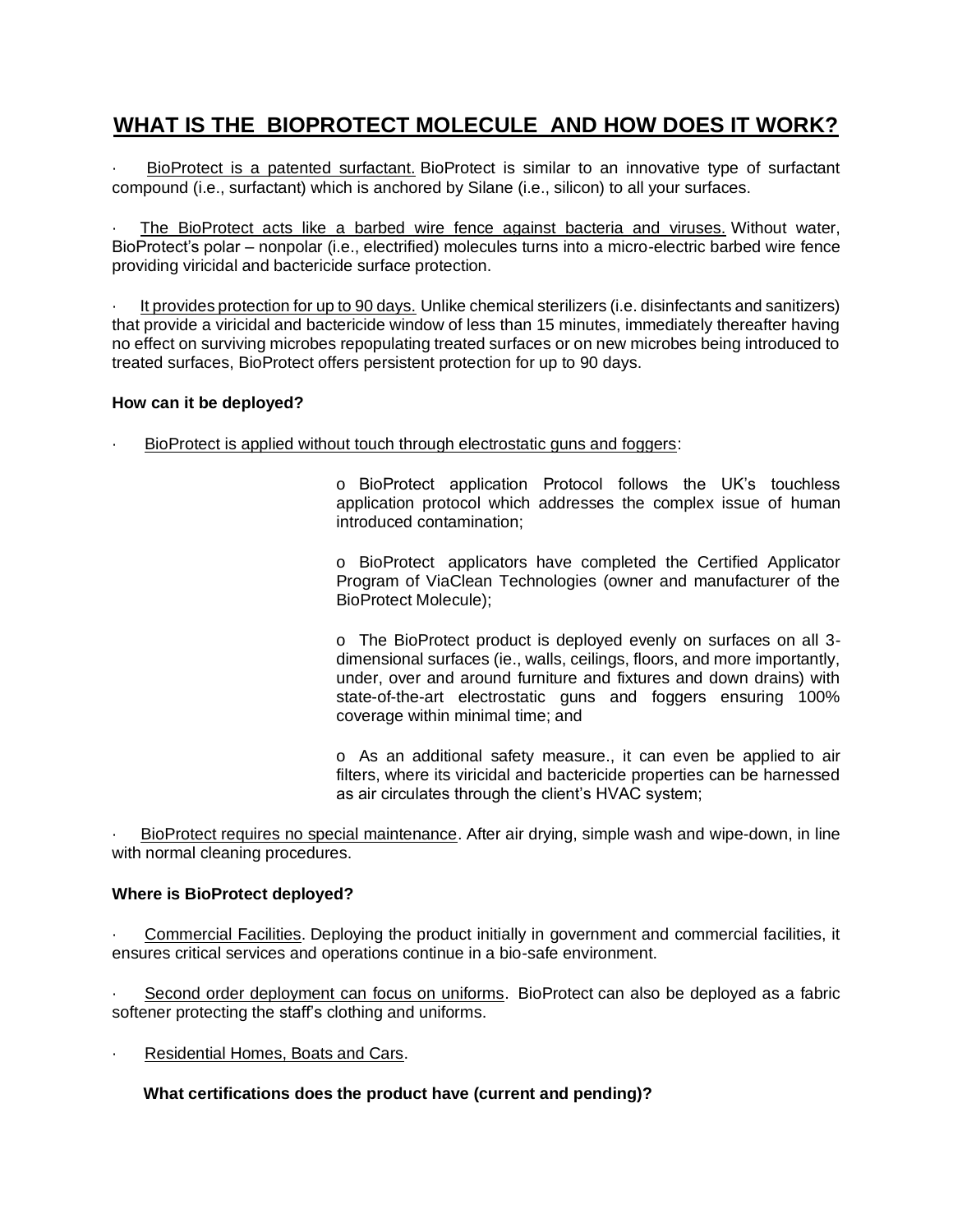# WHAT IS THE BIOPROTECT MOLECULE AND HOW DOES IT WORK?

- BioProtect is a patented surfactant. BioProtect is similar to an innovative type of surfactant compound (i.e., surfactant) which is anchored by Silane (i.e., silicon) to all your surfaces.

- The BioProtect acts like a barbed wire fence against bacteria and viruses. Without water, BioProtect's polar – nonpolar (i.e., electrified) molecules turns into a micro-electric barbed wire fence providing viricidal and bactericide surface protection.

- It provides protection for up to 90 days. Unlike chemical sterilizers (i.e. disinfectants and sanitizers) that provide a viricidal and bactericide window of less than 15 minutes, immediately thereafter having no effect on surviving microbes repopulating treated surfaces or on new microbes being introduced to treated surfaces, BioProtect offers persistent protection for up to 90 days.

**How can it be deployed?**

- BioProtect is applied without touch through electrostatic guns and foggers:

    - BioProtect application Protocol follows the UK's touchless application protocol which addresses the complex issue of human introduced contamination;

    - BioProtect applicators have completed the Certified Applicator Program of ViaClean Technologies (owner and manufacturer of the BioProtect Molecule);

    - The BioProtect product is deployed evenly on surfaces on all 3-dimensional surfaces (ie., walls, ceilings, floors, and more importantly, under, over and around furniture and fixtures and down drains) with state-of-the-art electrostatic guns and foggers ensuring 100% coverage within minimal time; and

    - As an additional safety measure., it can even be applied to air filters, where its viricidal and bactericide properties can be harnessed as air circulates through the client's HVAC system;

- BioProtect requires no special maintenance. After air drying, simple wash and wipe-down, in line with normal cleaning procedures.

**Where is BioProtect deployed?**

- Commercial Facilities. Deploying the product initially in government and commercial facilities, it ensures critical services and operations continue in a bio-safe environment.

- Second order deployment can focus on uniforms. BioProtect can also be deployed as a fabric softener protecting the staff's clothing and uniforms.

- Residential Homes, Boats and Cars.

**What certifications does the product have (current and pending)?**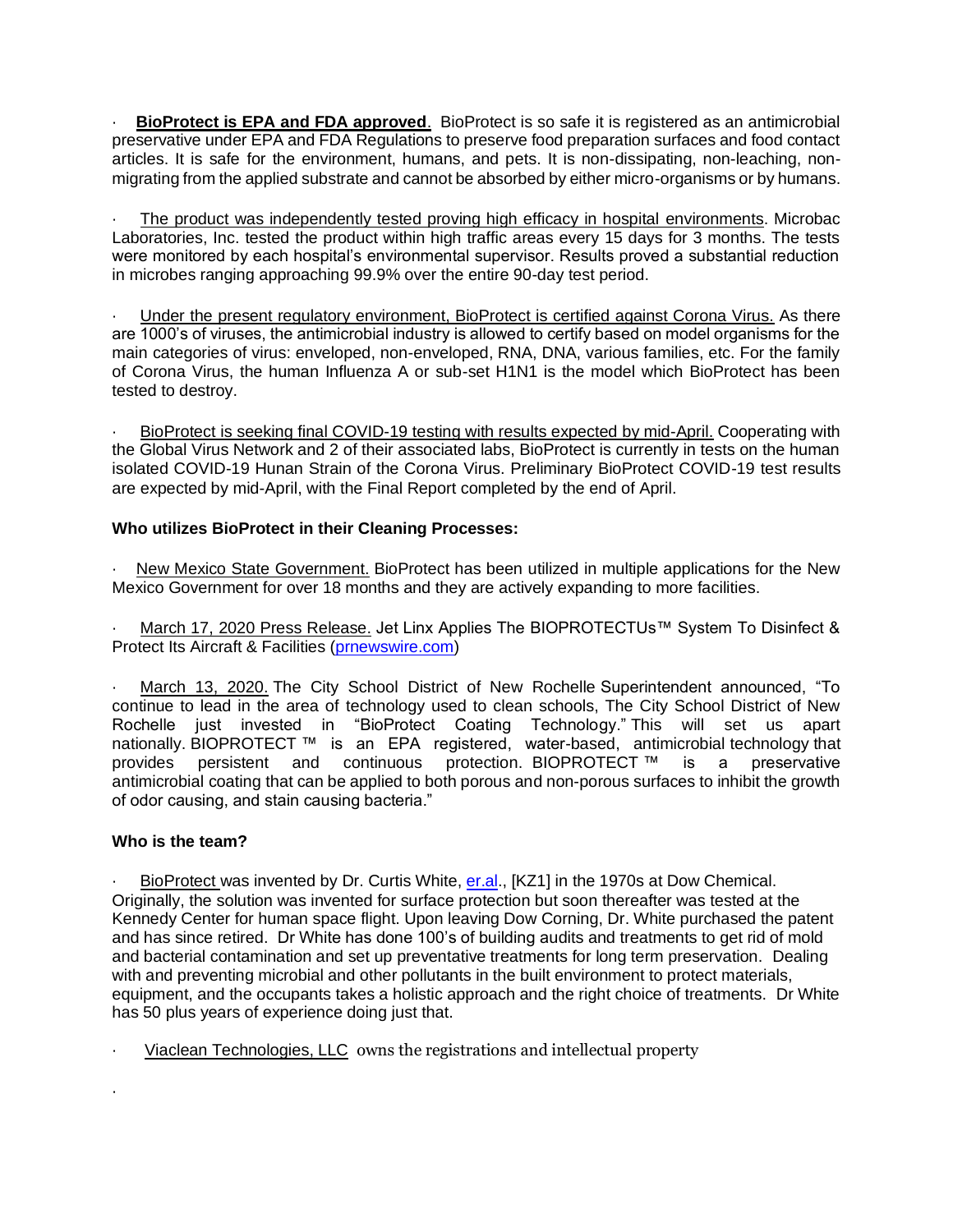· **BioProtect is EPA and FDA approved**. BioProtect is so safe it is registered as an antimicrobial preservative under EPA and FDA Regulations to preserve food preparation surfaces and food contact articles. It is safe for the environment, humans, and pets. It is non-dissipating, non-leaching, non-migrating from the applied substrate and cannot be absorbed by either micro-organisms or by humans.

· The product was independently tested proving high efficacy in hospital environments. Microbac Laboratories, Inc. tested the product within high traffic areas every 15 days for 3 months. The tests were monitored by each hospital's environmental supervisor. Results proved a substantial reduction in microbes ranging approaching 99.9% over the entire 90-day test period.

· Under the present regulatory environment, BioProtect is certified against Corona Virus. As there are 1000's of viruses, the antimicrobial industry is allowed to certify based on model organisms for the main categories of virus: enveloped, non-enveloped, RNA, DNA, various families, etc. For the family of Corona Virus, the human Influenza A or sub-set H1N1 is the model which BioProtect has been tested to destroy.

· BioProtect is seeking final COVID-19 testing with results expected by mid-April. Cooperating with the Global Virus Network and 2 of their associated labs, BioProtect is currently in tests on the human isolated COVID-19 Hunan Strain of the Corona Virus. Preliminary BioProtect COVID-19 test results are expected by mid-April, with the Final Report completed by the end of April.

**Who utilizes BioProtect in their Cleaning Processes:**

· New Mexico State Government. BioProtect has been utilized in multiple applications for the New Mexico Government for over 18 months and they are actively expanding to more facilities.

· March 17, 2020 Press Release. Jet Linx Applies The BIOPROTECTUs™ System To Disinfect & Protect Its Aircraft & Facilities (prnewswire.com)

· March 13, 2020. The City School District of New Rochelle Superintendent announced, "To continue to lead in the area of technology used to clean schools, The City School District of New Rochelle just invested in "BioProtect Coating Technology." This will set us apart nationally. BIOPROTECT ™ is an EPA registered, water-based, antimicrobial technology that provides persistent and continuous protection. BIOPROTECT ™ is a preservative antimicrobial coating that can be applied to both porous and non-porous surfaces to inhibit the growth of odor causing, and stain causing bacteria."

**Who is the team?**

· BioProtect was invented by Dr. Curtis White, er.al., [KZ1] in the 1970s at Dow Chemical. Originally, the solution was invented for surface protection but soon thereafter was tested at the Kennedy Center for human space flight. Upon leaving Dow Corning, Dr. White purchased the patent and has since retired. Dr White has done 100's of building audits and treatments to get rid of mold and bacterial contamination and set up preventative treatments for long term preservation. Dealing with and preventing microbial and other pollutants in the built environment to protect materials, equipment, and the occupants takes a holistic approach and the right choice of treatments. Dr White has 50 plus years of experience doing just that.

· Viaclean Technologies, LLC owns the registrations and intellectual property

.